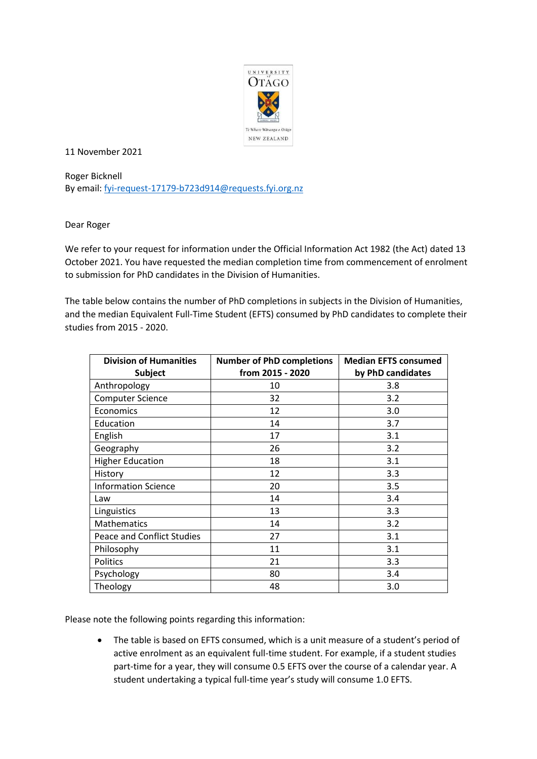11 November 2021

Roger Bicknell
By email: fyi-request-17179-b723d914@requests.fyi.org.nz

Dear Roger

We refer to your request for information under the Official Information Act 1982 (the Act) dated 13 October 2021. You have requested the median completion time from commencement of enrolment to submission for PhD candidates in the Division of Humanities.

The table below contains the number of PhD completions in subjects in the Division of Humanities, and the median Equivalent Full-Time Student (EFTS) consumed by PhD candidates to complete their studies from 2015 - 2020.

| Division of Humanities Subject | Number of PhD completions from 2015 - 2020 | Median EFTS consumed by PhD candidates |
|---|---|---|
| Anthropology | 10 | 3.8 |
| Computer Science | 32 | 3.2 |
| Economics | 12 | 3.0 |
| Education | 14 | 3.7 |
| English | 17 | 3.1 |
| Geography | 26 | 3.2 |
| Higher Education | 18 | 3.1 |
| History | 12 | 3.3 |
| Information Science | 20 | 3.5 |
| Law | 14 | 3.4 |
| Linguistics | 13 | 3.3 |
| Mathematics | 14 | 3.2 |
| Peace and Conflict Studies | 27 | 3.1 |
| Philosophy | 11 | 3.1 |
| Politics | 21 | 3.3 |
| Psychology | 80 | 3.4 |
| Theology | 48 | 3.0 |

Please note the following points regarding this information:

- The table is based on EFTS consumed, which is a unit measure of a student's period of active enrolment as an equivalent full-time student. For example, if a student studies part-time for a year, they will consume 0.5 EFTS over the course of a calendar year. A student undertaking a typical full-time year's study will consume 1.0 EFTS.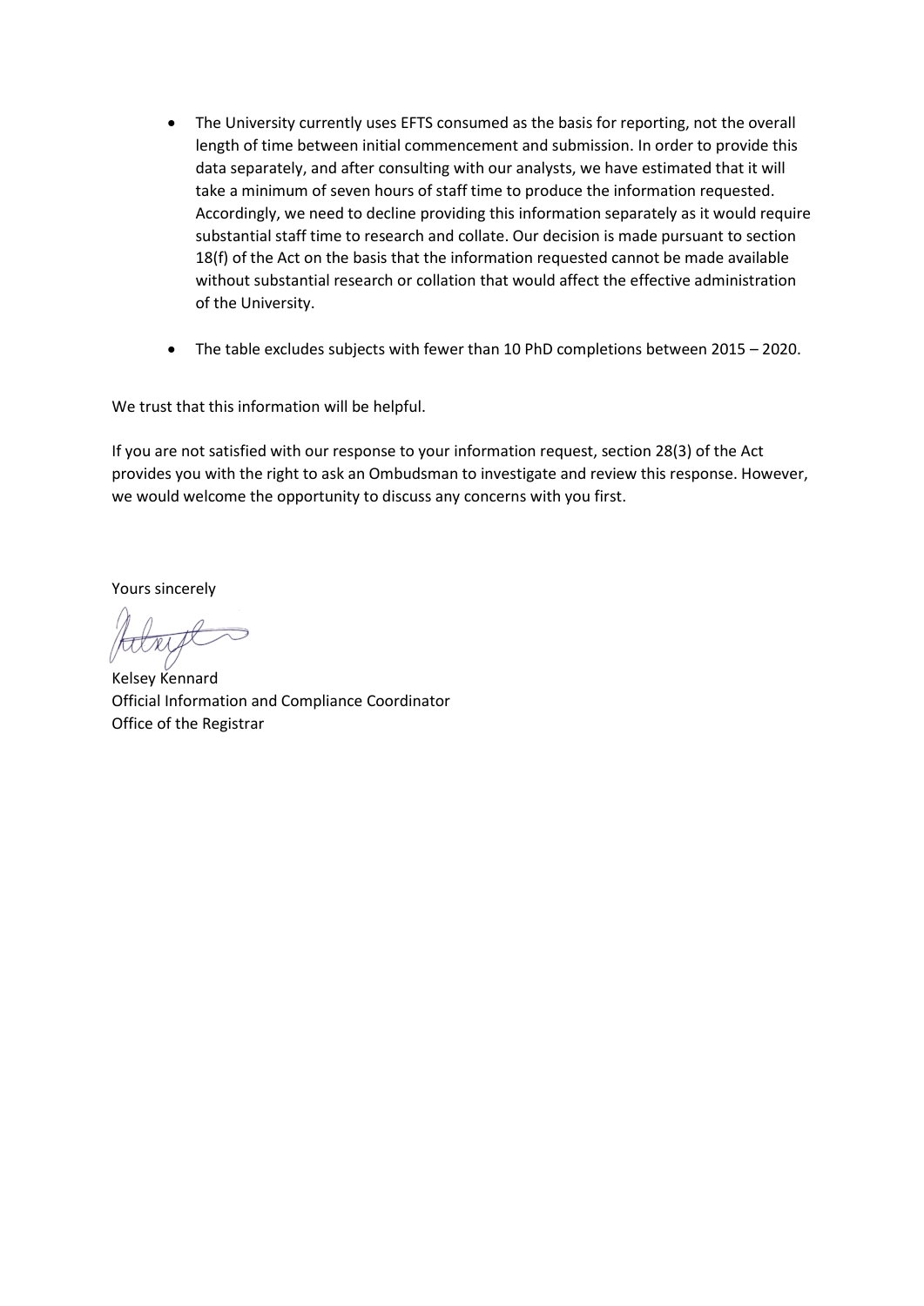- The University currently uses EFTS consumed as the basis for reporting, not the overall length of time between initial commencement and submission. In order to provide this data separately, and after consulting with our analysts, we have estimated that it will take a minimum of seven hours of staff time to produce the information requested. Accordingly, we need to decline providing this information separately as it would require substantial staff time to research and collate. Our decision is made pursuant to section 18(f) of the Act on the basis that the information requested cannot be made available without substantial research or collation that would affect the effective administration of the University.

- The table excludes subjects with fewer than 10 PhD completions between 2015 – 2020.

We trust that this information will be helpful.

If you are not satisfied with our response to your information request, section 28(3) of the Act provides you with the right to ask an Ombudsman to investigate and review this response. However, we would welcome the opportunity to discuss any concerns with you first.

Yours sincerely

Kelsey Kennard
Official Information and Compliance Coordinator
Office of the Registrar